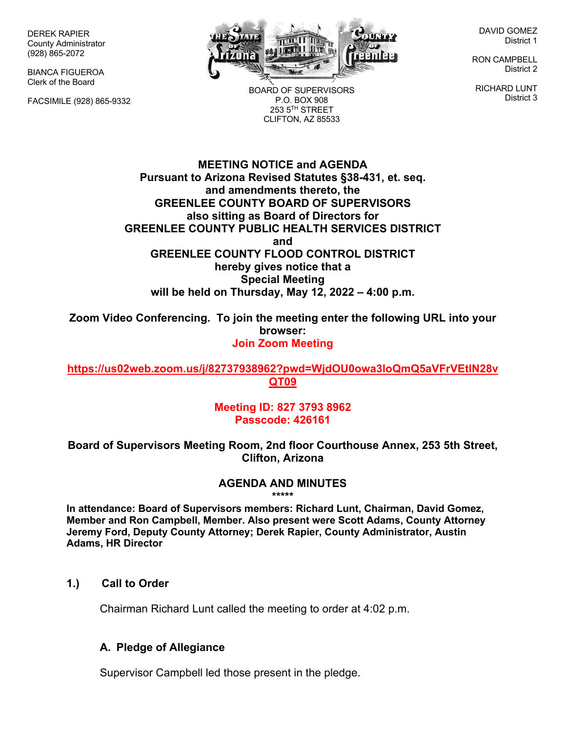DEREK RAPIER
County Administrator
(928) 865-2072

BIANCA FIGUEROA
Clerk of the Board

FACSIMILE (928) 865-9332

BOARD OF SUPERVISORS
P.O. BOX 908
253 5TH STREET
CLIFTON, AZ 85533

DAVID GOMEZ
District 1

RON CAMPBELL
District 2

RICHARD LUNT
District 3

**MEETING NOTICE and AGENDA**
**Pursuant to Arizona Revised Statutes §38-431, et. seq.**
**and amendments thereto, the**
**GREENLEE COUNTY BOARD OF SUPERVISORS**
**also sitting as Board of Directors for**
**GREENLEE COUNTY PUBLIC HEALTH SERVICES DISTRICT**
**and**
**GREENLEE COUNTY FLOOD CONTROL DISTRICT**
**hereby gives notice that a**
**Special Meeting**
**will be held on Thursday, May 12, 2022 – 4:00 p.m.**

**Zoom Video Conferencing. To join the meeting enter the following URL into your browser:**
**Join Zoom Meeting**

**https://us02web.zoom.us/j/82737938962?pwd=WjdOU0owa3loQmQ5aVFrVEtlN28vQT09**

**Meeting ID: 827 3793 8962**
**Passcode: 426161**

**Board of Supervisors Meeting Room, 2nd floor Courthouse Annex, 253 5th Street, Clifton, Arizona**

**AGENDA AND MINUTES**
**\*\*\*\*\***

**In attendance: Board of Supervisors members: Richard Lunt, Chairman, David Gomez, Member and Ron Campbell, Member. Also present were Scott Adams, County Attorney Jeremy Ford, Deputy County Attorney; Derek Rapier, County Administrator, Austin Adams, HR Director**

### 1.) Call to Order

Chairman Richard Lunt called the meeting to order at 4:02 p.m.

#### A. Pledge of Allegiance

Supervisor Campbell led those present in the pledge.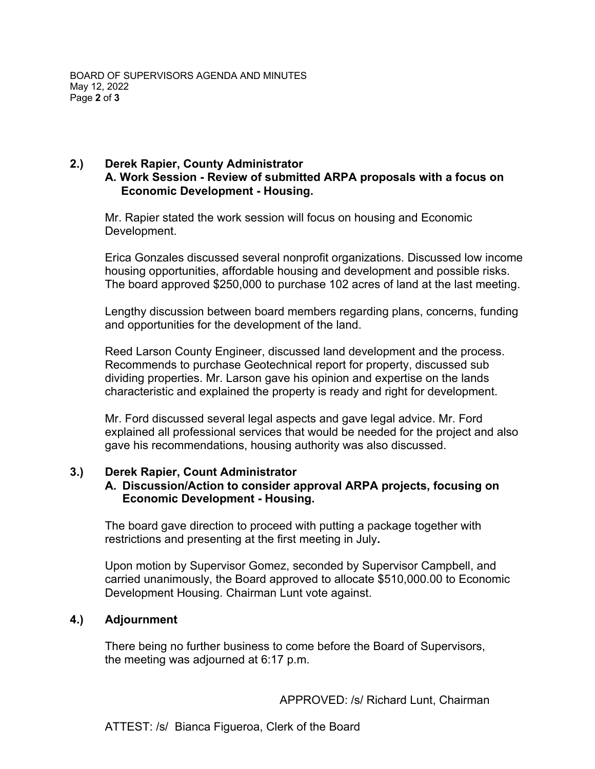## 2.) Derek Rapier, County Administrator

### A. Work Session - Review of submitted ARPA proposals with a focus on Economic Development - Housing.

Mr. Rapier stated the work session will focus on housing and Economic Development.

Erica Gonzales discussed several nonprofit organizations. Discussed low income housing opportunities, affordable housing and development and possible risks. The board approved $250,000 to purchase 102 acres of land at the last meeting.

Lengthy discussion between board members regarding plans, concerns, funding and opportunities for the development of the land.

Reed Larson County Engineer, discussed land development and the process. Recommends to purchase Geotechnical report for property, discussed sub dividing properties. Mr. Larson gave his opinion and expertise on the lands characteristic and explained the property is ready and right for development.

Mr. Ford discussed several legal aspects and gave legal advice. Mr. Ford explained all professional services that would be needed for the project and also gave his recommendations, housing authority was also discussed.

## 3.) Derek Rapier, Count Administrator

### A. Discussion/Action to consider approval ARPA projects, focusing on Economic Development - Housing.

The board gave direction to proceed with putting a package together with restrictions and presenting at the first meeting in July**.**

Upon motion by Supervisor Gomez, seconded by Supervisor Campbell, and carried unanimously, the Board approved to allocate $510,000.00 to Economic Development Housing. Chairman Lunt vote against.

## 4.) Adjournment

There being no further business to come before the Board of Supervisors, the meeting was adjourned at 6:17 p.m.

APPROVED: /s/ Richard Lunt, Chairman

ATTEST: /s/ Bianca Figueroa, Clerk of the Board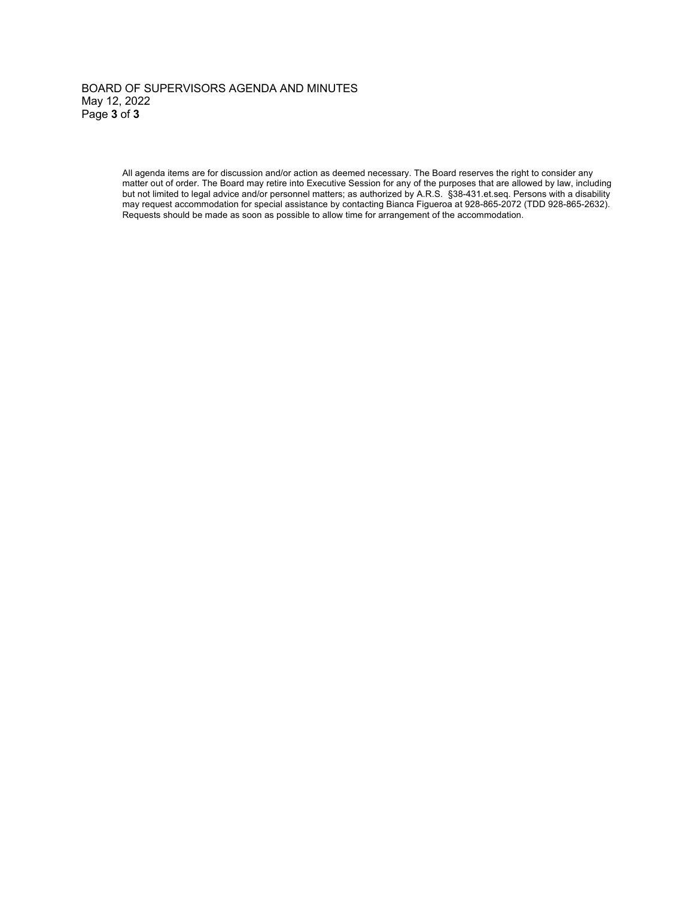All agenda items are for discussion and/or action as deemed necessary. The Board reserves the right to consider any matter out of order. The Board may retire into Executive Session for any of the purposes that are allowed by law, including but not limited to legal advice and/or personnel matters; as authorized by A.R.S. §38-431.et.seq. Persons with a disability may request accommodation for special assistance by contacting Bianca Figueroa at 928-865-2072 (TDD 928-865-2632). Requests should be made as soon as possible to allow time for arrangement of the accommodation.